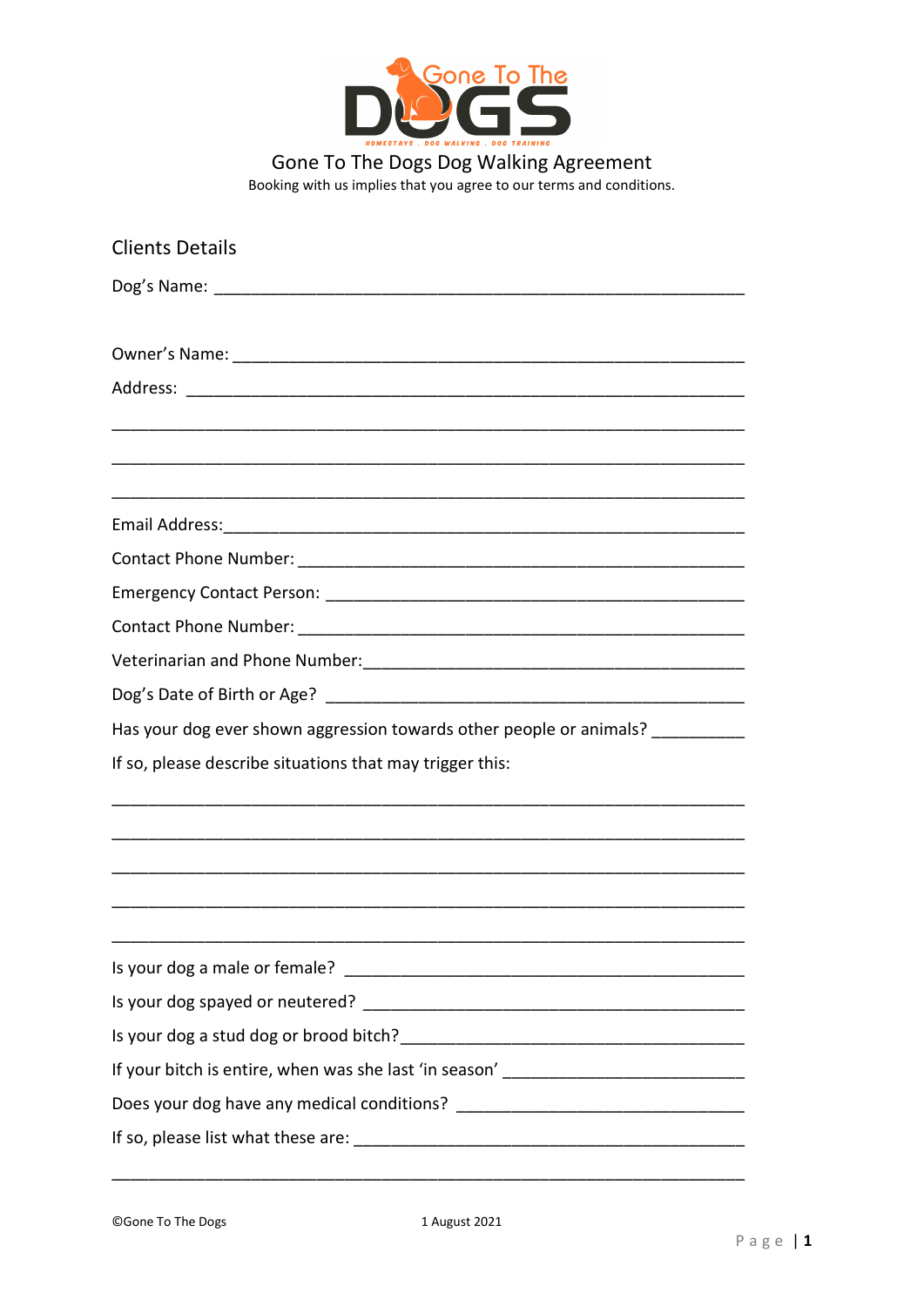# Gone To The Dogs Dog Walking Agreement

Booking with us implies that you agree to our terms and conditions.

## Clients Details

Dog's Name: ____________________________________________________________

Owner's Name: __________________________________________________________

Address: _______________________________________________________________

________________________________________________________________________

________________________________________________________________________

________________________________________________________________________

Email Address:__________________________________________________________

Contact Phone Number: ___________________________________________________

Emergency Contact Person: ________________________________________________

Contact Phone Number: ___________________________________________________

Veterinarian and Phone Number:____________________________________________

Dog's Date of Birth or Age? _______________________________________________

Has your dog ever shown aggression towards other people or animals? __________

If so, please describe situations that may trigger this:

________________________________________________________________________

________________________________________________________________________

________________________________________________________________________

________________________________________________________________________

________________________________________________________________________

Is your dog a male or female? ______________________________________________

Is your dog spayed or neutered? ____________________________________________

Is your dog a stud dog or brood bitch?_______________________________________

If your bitch is entire, when was she last 'in season' ___________________________

Does your dog have any medical conditions? _________________________________

If so, please list what these are: ____________________________________________

________________________________________________________________________

©Gone To The Dogs 1 August 2021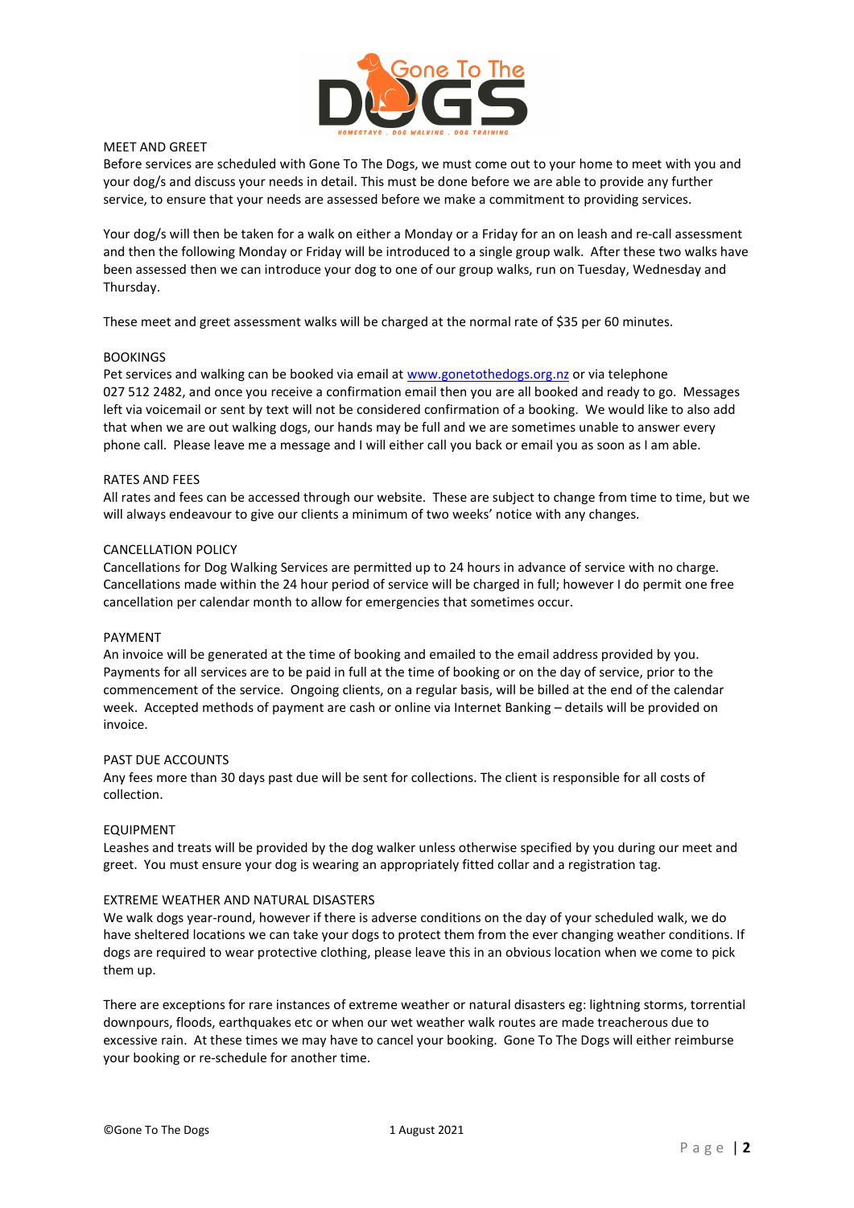## MEET AND GREET

Before services are scheduled with Gone To The Dogs, we must come out to your home to meet with you and your dog/s and discuss your needs in detail. This must be done before we are able to provide any further service, to ensure that your needs are assessed before we make a commitment to providing services.

Your dog/s will then be taken for a walk on either a Monday or a Friday for an on leash and re-call assessment and then the following Monday or Friday will be introduced to a single group walk. After these two walks have been assessed then we can introduce your dog to one of our group walks, run on Tuesday, Wednesday and Thursday.

These meet and greet assessment walks will be charged at the normal rate of $35 per 60 minutes.

## BOOKINGS

Pet services and walking can be booked via email at www.gonetothedogs.org.nz or via telephone 027 512 2482, and once you receive a confirmation email then you are all booked and ready to go. Messages left via voicemail or sent by text will not be considered confirmation of a booking. We would like to also add that when we are out walking dogs, our hands may be full and we are sometimes unable to answer every phone call. Please leave me a message and I will either call you back or email you as soon as I am able.

## RATES AND FEES

All rates and fees can be accessed through our website. These are subject to change from time to time, but we will always endeavour to give our clients a minimum of two weeks' notice with any changes.

## CANCELLATION POLICY

Cancellations for Dog Walking Services are permitted up to 24 hours in advance of service with no charge. Cancellations made within the 24 hour period of service will be charged in full; however I do permit one free cancellation per calendar month to allow for emergencies that sometimes occur.

## PAYMENT

An invoice will be generated at the time of booking and emailed to the email address provided by you. Payments for all services are to be paid in full at the time of booking or on the day of service, prior to the commencement of the service. Ongoing clients, on a regular basis, will be billed at the end of the calendar week. Accepted methods of payment are cash or online via Internet Banking – details will be provided on invoice.

## PAST DUE ACCOUNTS

Any fees more than 30 days past due will be sent for collections. The client is responsible for all costs of collection.

## EQUIPMENT

Leashes and treats will be provided by the dog walker unless otherwise specified by you during our meet and greet. You must ensure your dog is wearing an appropriately fitted collar and a registration tag.

## EXTREME WEATHER AND NATURAL DISASTERS

We walk dogs year-round, however if there is adverse conditions on the day of your scheduled walk, we do have sheltered locations we can take your dogs to protect them from the ever changing weather conditions. If dogs are required to wear protective clothing, please leave this in an obvious location when we come to pick them up.

There are exceptions for rare instances of extreme weather or natural disasters eg: lightning storms, torrential downpours, floods, earthquakes etc or when our wet weather walk routes are made treacherous due to excessive rain. At these times we may have to cancel your booking. Gone To The Dogs will either reimburse your booking or re-schedule for another time.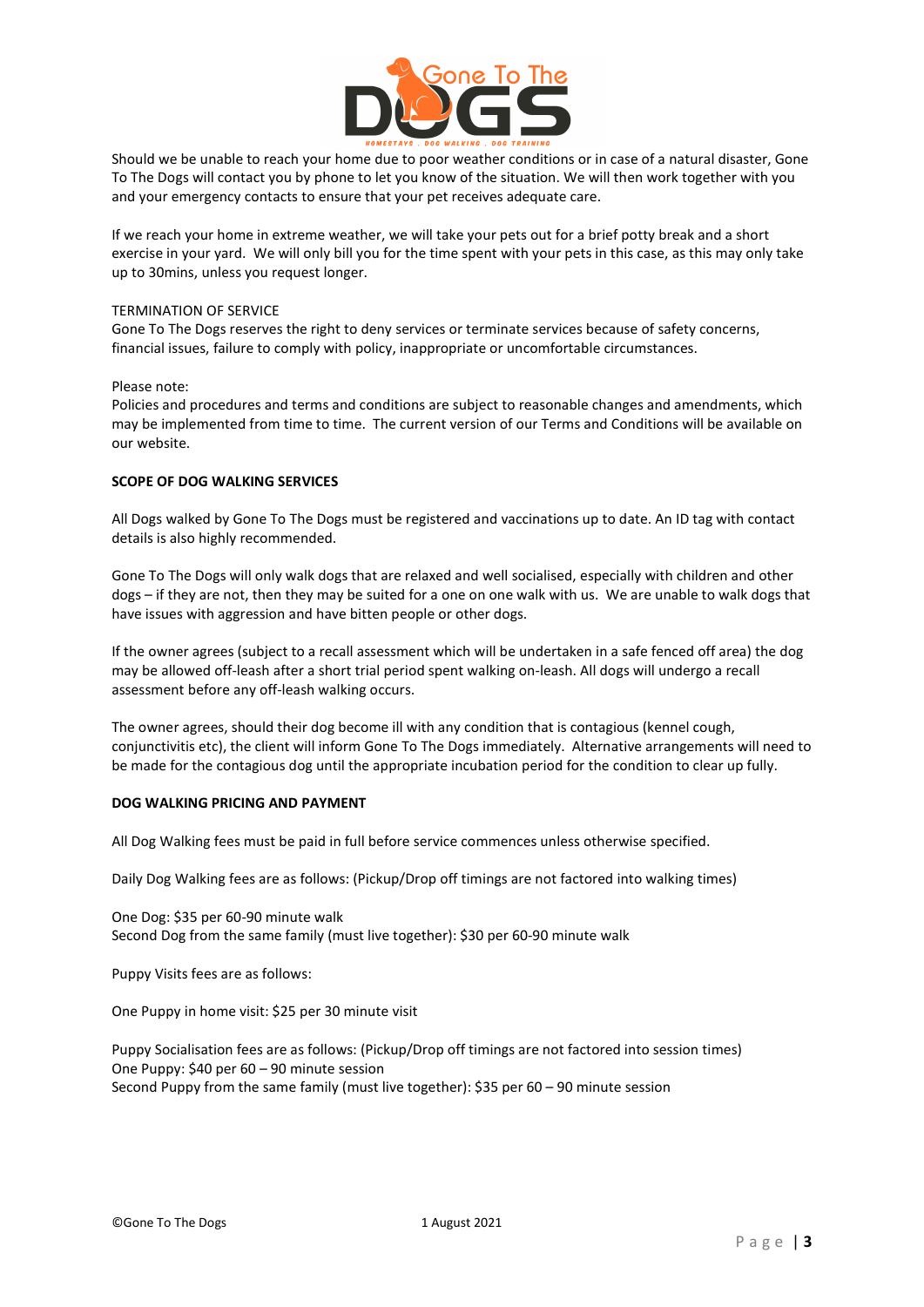Should we be unable to reach your home due to poor weather conditions or in case of a natural disaster, Gone To The Dogs will contact you by phone to let you know of the situation. We will then work together with you and your emergency contacts to ensure that your pet receives adequate care.

If we reach your home in extreme weather, we will take your pets out for a brief potty break and a short exercise in your yard. We will only bill you for the time spent with your pets in this case, as this may only take up to 30mins, unless you request longer.

TERMINATION OF SERVICE

Gone To The Dogs reserves the right to deny services or terminate services because of safety concerns, financial issues, failure to comply with policy, inappropriate or uncomfortable circumstances.

Please note:

Policies and procedures and terms and conditions are subject to reasonable changes and amendments, which may be implemented from time to time. The current version of our Terms and Conditions will be available on our website.

**SCOPE OF DOG WALKING SERVICES**

All Dogs walked by Gone To The Dogs must be registered and vaccinations up to date. An ID tag with contact details is also highly recommended.

Gone To The Dogs will only walk dogs that are relaxed and well socialised, especially with children and other dogs – if they are not, then they may be suited for a one on one walk with us. We are unable to walk dogs that have issues with aggression and have bitten people or other dogs.

If the owner agrees (subject to a recall assessment which will be undertaken in a safe fenced off area) the dog may be allowed off-leash after a short trial period spent walking on-leash. All dogs will undergo a recall assessment before any off-leash walking occurs.

The owner agrees, should their dog become ill with any condition that is contagious (kennel cough, conjunctivitis etc), the client will inform Gone To The Dogs immediately. Alternative arrangements will need to be made for the contagious dog until the appropriate incubation period for the condition to clear up fully.

**DOG WALKING PRICING AND PAYMENT**

All Dog Walking fees must be paid in full before service commences unless otherwise specified.

Daily Dog Walking fees are as follows: (Pickup/Drop off timings are not factored into walking times)

One Dog: $35 per 60-90 minute walk
Second Dog from the same family (must live together): $30 per 60-90 minute walk

Puppy Visits fees are as follows:

One Puppy in home visit: $25 per 30 minute visit

Puppy Socialisation fees are as follows: (Pickup/Drop off timings are not factored into session times)
One Puppy: $40 per 60 – 90 minute session
Second Puppy from the same family (must live together): $35 per 60 – 90 minute session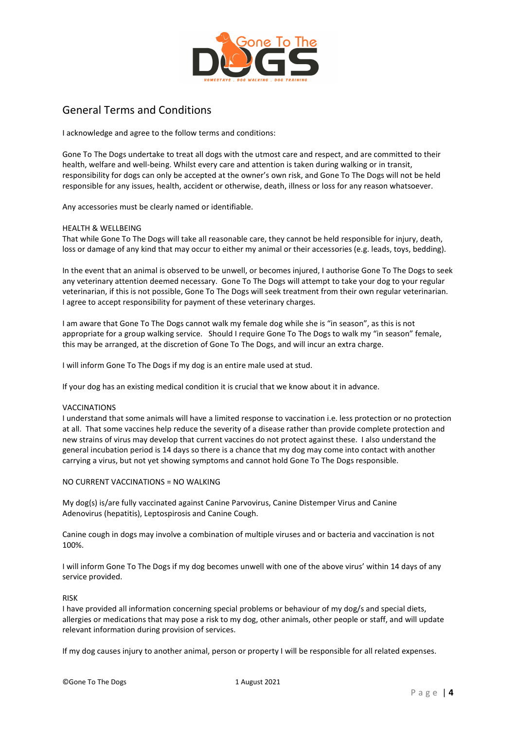## General Terms and Conditions

I acknowledge and agree to the follow terms and conditions:

Gone To The Dogs undertake to treat all dogs with the utmost care and respect, and are committed to their health, welfare and well-being. Whilst every care and attention is taken during walking or in transit, responsibility for dogs can only be accepted at the owner's own risk, and Gone To The Dogs will not be held responsible for any issues, health, accident or otherwise, death, illness or loss for any reason whatsoever.

Any accessories must be clearly named or identifiable.

### HEALTH & WELLBEING

That while Gone To The Dogs will take all reasonable care, they cannot be held responsible for injury, death, loss or damage of any kind that may occur to either my animal or their accessories (e.g. leads, toys, bedding).

In the event that an animal is observed to be unwell, or becomes injured, I authorise Gone To The Dogs to seek any veterinary attention deemed necessary. Gone To The Dogs will attempt to take your dog to your regular veterinarian, if this is not possible, Gone To The Dogs will seek treatment from their own regular veterinarian. I agree to accept responsibility for payment of these veterinary charges.

I am aware that Gone To The Dogs cannot walk my female dog while she is "in season", as this is not appropriate for a group walking service. Should I require Gone To The Dogs to walk my "in season" female, this may be arranged, at the discretion of Gone To The Dogs, and will incur an extra charge.

I will inform Gone To The Dogs if my dog is an entire male used at stud.

If your dog has an existing medical condition it is crucial that we know about it in advance.

### VACCINATIONS

I understand that some animals will have a limited response to vaccination i.e. less protection or no protection at all. That some vaccines help reduce the severity of a disease rather than provide complete protection and new strains of virus may develop that current vaccines do not protect against these. I also understand the general incubation period is 14 days so there is a chance that my dog may come into contact with another carrying a virus, but not yet showing symptoms and cannot hold Gone To The Dogs responsible.

NO CURRENT VACCINATIONS = NO WALKING

My dog(s) is/are fully vaccinated against Canine Parvovirus, Canine Distemper Virus and Canine Adenovirus (hepatitis), Leptospirosis and Canine Cough.

Canine cough in dogs may involve a combination of multiple viruses and or bacteria and vaccination is not 100%.

I will inform Gone To The Dogs if my dog becomes unwell with one of the above virus' within 14 days of any service provided.

### RISK

I have provided all information concerning special problems or behaviour of my dog/s and special diets, allergies or medications that may pose a risk to my dog, other animals, other people or staff, and will update relevant information during provision of services.

If my dog causes injury to another animal, person or property I will be responsible for all related expenses.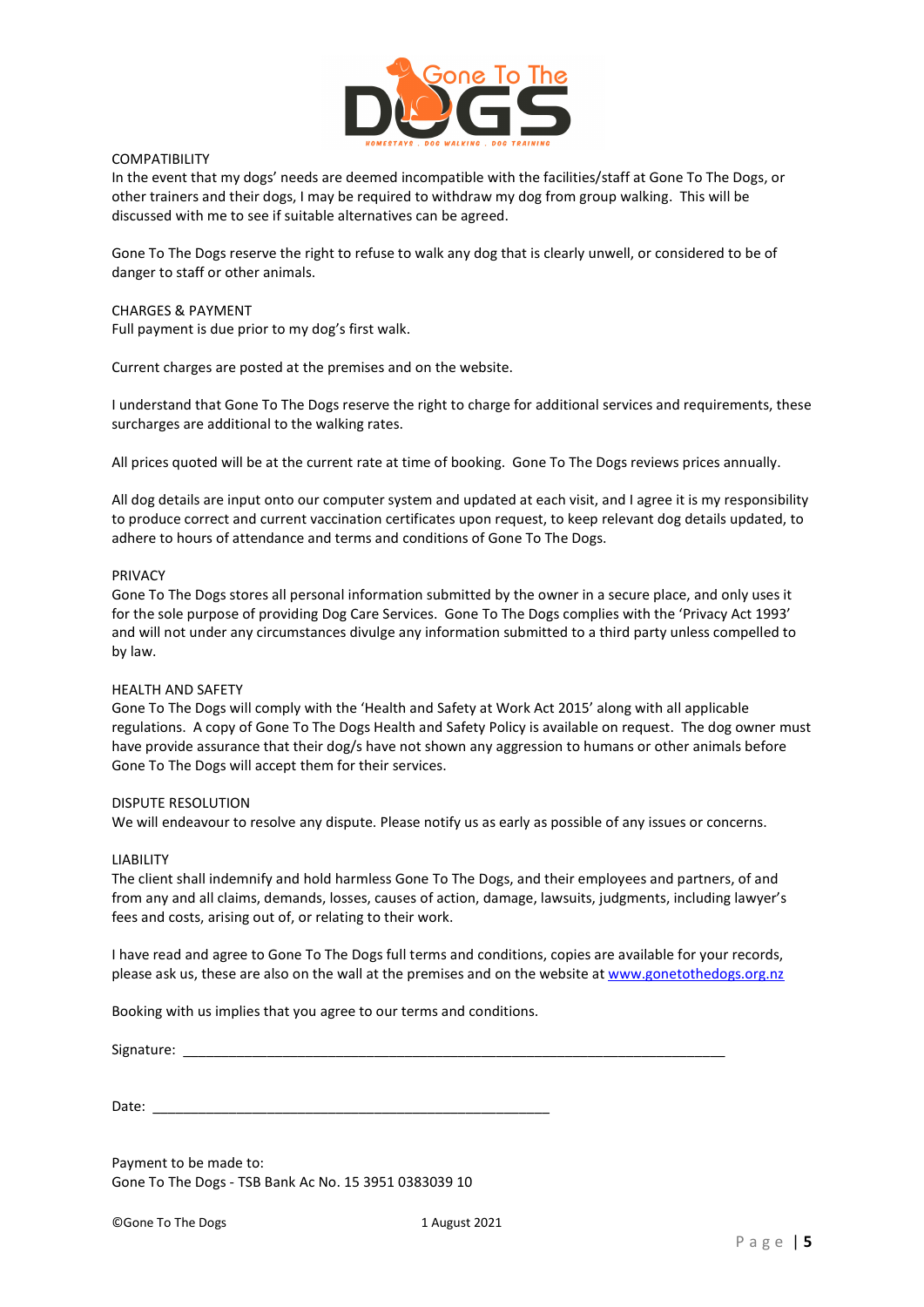COMPATIBILITY

In the event that my dogs' needs are deemed incompatible with the facilities/staff at Gone To The Dogs, or other trainers and their dogs, I may be required to withdraw my dog from group walking. This will be discussed with me to see if suitable alternatives can be agreed.

Gone To The Dogs reserve the right to refuse to walk any dog that is clearly unwell, or considered to be of danger to staff or other animals.

CHARGES & PAYMENT

Full payment is due prior to my dog's first walk.

Current charges are posted at the premises and on the website.

I understand that Gone To The Dogs reserve the right to charge for additional services and requirements, these surcharges are additional to the walking rates.

All prices quoted will be at the current rate at time of booking. Gone To The Dogs reviews prices annually.

All dog details are input onto our computer system and updated at each visit, and I agree it is my responsibility to produce correct and current vaccination certificates upon request, to keep relevant dog details updated, to adhere to hours of attendance and terms and conditions of Gone To The Dogs.

PRIVACY

Gone To The Dogs stores all personal information submitted by the owner in a secure place, and only uses it for the sole purpose of providing Dog Care Services. Gone To The Dogs complies with the 'Privacy Act 1993' and will not under any circumstances divulge any information submitted to a third party unless compelled to by law.

HEALTH AND SAFETY

Gone To The Dogs will comply with the 'Health and Safety at Work Act 2015' along with all applicable regulations. A copy of Gone To The Dogs Health and Safety Policy is available on request. The dog owner must have provide assurance that their dog/s have not shown any aggression to humans or other animals before Gone To The Dogs will accept them for their services.

DISPUTE RESOLUTION

We will endeavour to resolve any dispute. Please notify us as early as possible of any issues or concerns.

LIABILITY

The client shall indemnify and hold harmless Gone To The Dogs, and their employees and partners, of and from any and all claims, demands, losses, causes of action, damage, lawsuits, judgments, including lawyer's fees and costs, arising out of, or relating to their work.

I have read and agree to Gone To The Dogs full terms and conditions, copies are available for your records, please ask us, these are also on the wall at the premises and on the website at [www.gonetothedogs.org.nz](http://www.gonetothedogs.org.nz)

Booking with us implies that you agree to our terms and conditions.

Signature: ________________________________________________________________________

Date: _____________________________________________________

Payment to be made to:
Gone To The Dogs - TSB Bank Ac No. 15 3951 0383039 10

©Gone To The Dogs 1 August 2021